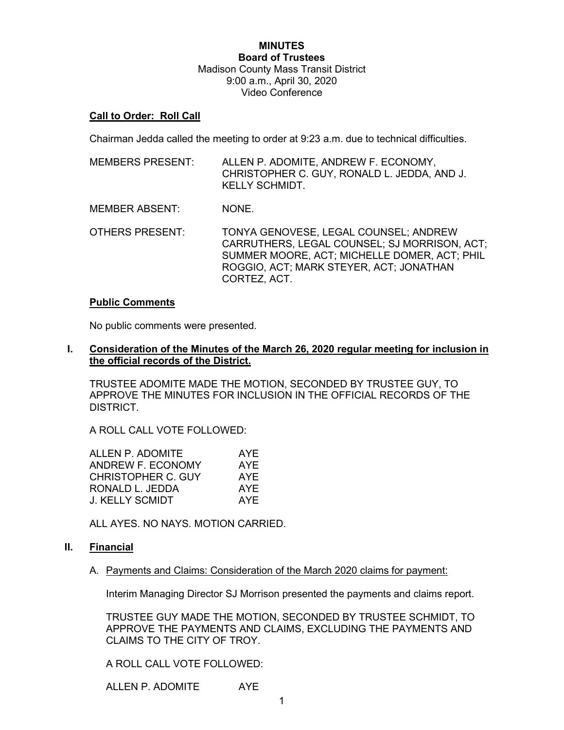**MINUTES**
**Board of Trustees**
Madison County Mass Transit District
9:00 a.m., April 30, 2020
Video Conference

**Call to Order: Roll Call**

Chairman Jedda called the meeting to order at 9:23 a.m. due to technical difficulties.

| | |
|---|---|
| MEMBERS PRESENT: | ALLEN P. ADOMITE, ANDREW F. ECONOMY, CHRISTOPHER C. GUY, RONALD L. JEDDA, AND J. KELLY SCHMIDT. |
| MEMBER ABSENT: | NONE. |
| OTHERS PRESENT: | TONYA GENOVESE, LEGAL COUNSEL; ANDREW CARRUTHERS, LEGAL COUNSEL; SJ MORRISON, ACT; SUMMER MOORE, ACT; MICHELLE DOMER, ACT; PHIL ROGGIO, ACT; MARK STEYER, ACT; JONATHAN CORTEZ, ACT. |

**Public Comments**

No public comments were presented.

**I. Consideration of the Minutes of the March 26, 2020 regular meeting for inclusion in the official records of the District.**

TRUSTEE ADOMITE MADE THE MOTION, SECONDED BY TRUSTEE GUY, TO APPROVE THE MINUTES FOR INCLUSION IN THE OFFICIAL RECORDS OF THE DISTRICT.

A ROLL CALL VOTE FOLLOWED:

| | |
|---|---|
| ALLEN P. ADOMITE | AYE |
| ANDREW F. ECONOMY | AYE |
| CHRISTOPHER C. GUY | AYE |
| RONALD L. JEDDA | AYE |
| J. KELLY SCMIDT | AYE |

ALL AYES. NO NAYS. MOTION CARRIED.

**II. Financial**

A. Payments and Claims: Consideration of the March 2020 claims for payment:

Interim Managing Director SJ Morrison presented the payments and claims report.

TRUSTEE GUY MADE THE MOTION, SECONDED BY TRUSTEE SCHMIDT, TO APPROVE THE PAYMENTS AND CLAIMS, EXCLUDING THE PAYMENTS AND CLAIMS TO THE CITY OF TROY.

A ROLL CALL VOTE FOLLOWED:

| | |
|---|---|
| ALLEN P. ADOMITE | AYE |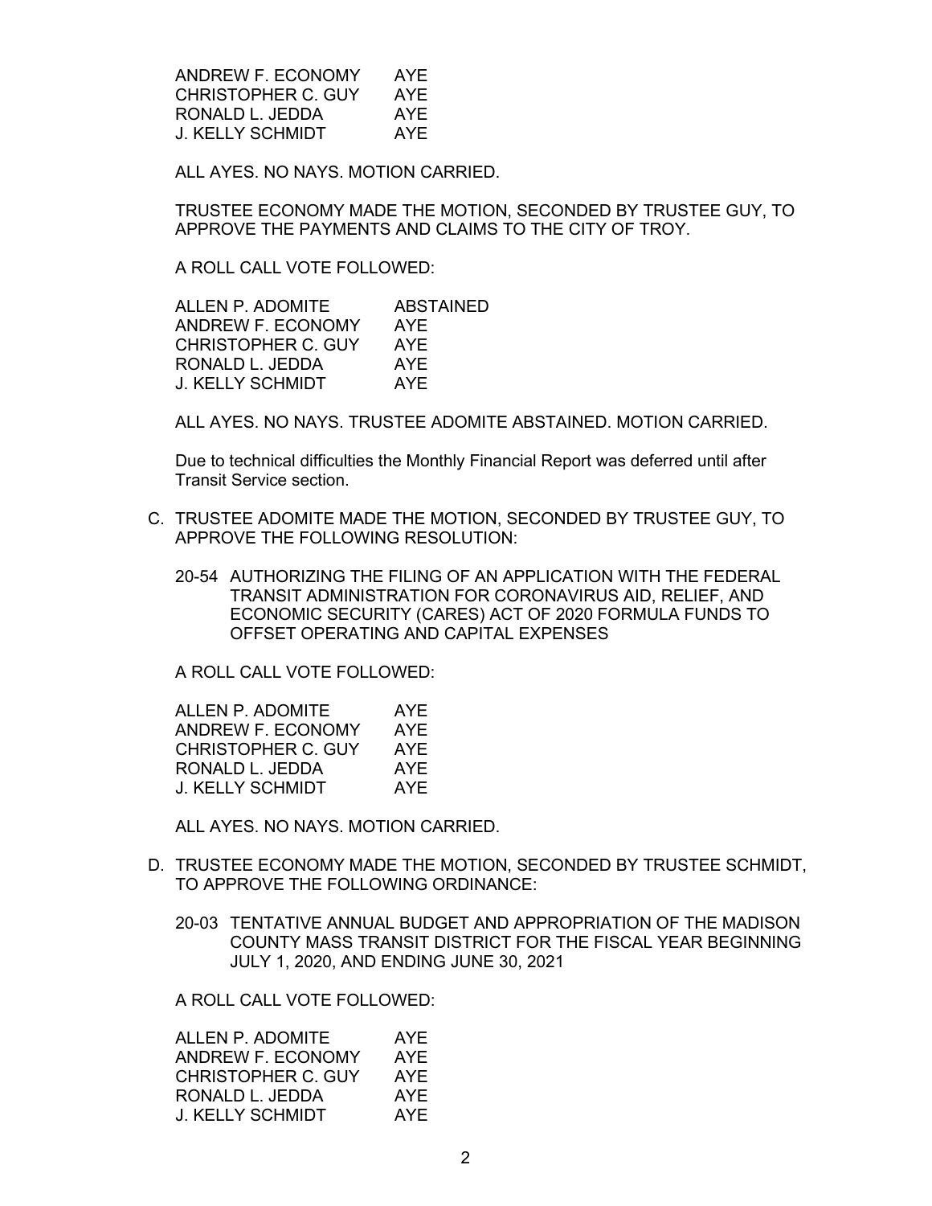| | |
|---|---|
| ANDREW F. ECONOMY | AYE |
| CHRISTOPHER C. GUY | AYE |
| RONALD L. JEDDA | AYE |
| J. KELLY SCHMIDT | AYE |

ALL AYES. NO NAYS. MOTION CARRIED.

TRUSTEE ECONOMY MADE THE MOTION, SECONDED BY TRUSTEE GUY, TO APPROVE THE PAYMENTS AND CLAIMS TO THE CITY OF TROY.

A ROLL CALL VOTE FOLLOWED:

| | |
|---|---|
| ALLEN P. ADOMITE | ABSTAINED |
| ANDREW F. ECONOMY | AYE |
| CHRISTOPHER C. GUY | AYE |
| RONALD L. JEDDA | AYE |
| J. KELLY SCHMIDT | AYE |

ALL AYES. NO NAYS. TRUSTEE ADOMITE ABSTAINED. MOTION CARRIED.

Due to technical difficulties the Monthly Financial Report was deferred until after Transit Service section.

C. TRUSTEE ADOMITE MADE THE MOTION, SECONDED BY TRUSTEE GUY, TO APPROVE THE FOLLOWING RESOLUTION:

   20-54 AUTHORIZING THE FILING OF AN APPLICATION WITH THE FEDERAL TRANSIT ADMINISTRATION FOR CORONAVIRUS AID, RELIEF, AND ECONOMIC SECURITY (CARES) ACT OF 2020 FORMULA FUNDS TO OFFSET OPERATING AND CAPITAL EXPENSES

   A ROLL CALL VOTE FOLLOWED:

| | |
|---|---|
| ALLEN P. ADOMITE | AYE |
| ANDREW F. ECONOMY | AYE |
| CHRISTOPHER C. GUY | AYE |
| RONALD L. JEDDA | AYE |
| J. KELLY SCHMIDT | AYE |

   ALL AYES. NO NAYS. MOTION CARRIED.

D. TRUSTEE ECONOMY MADE THE MOTION, SECONDED BY TRUSTEE SCHMIDT, TO APPROVE THE FOLLOWING ORDINANCE:

   20-03 TENTATIVE ANNUAL BUDGET AND APPROPRIATION OF THE MADISON COUNTY MASS TRANSIT DISTRICT FOR THE FISCAL YEAR BEGINNING JULY 1, 2020, AND ENDING JUNE 30, 2021

   A ROLL CALL VOTE FOLLOWED:

| | |
|---|---|
| ALLEN P. ADOMITE | AYE |
| ANDREW F. ECONOMY | AYE |
| CHRISTOPHER C. GUY | AYE |
| RONALD L. JEDDA | AYE |
| J. KELLY SCHMIDT | AYE |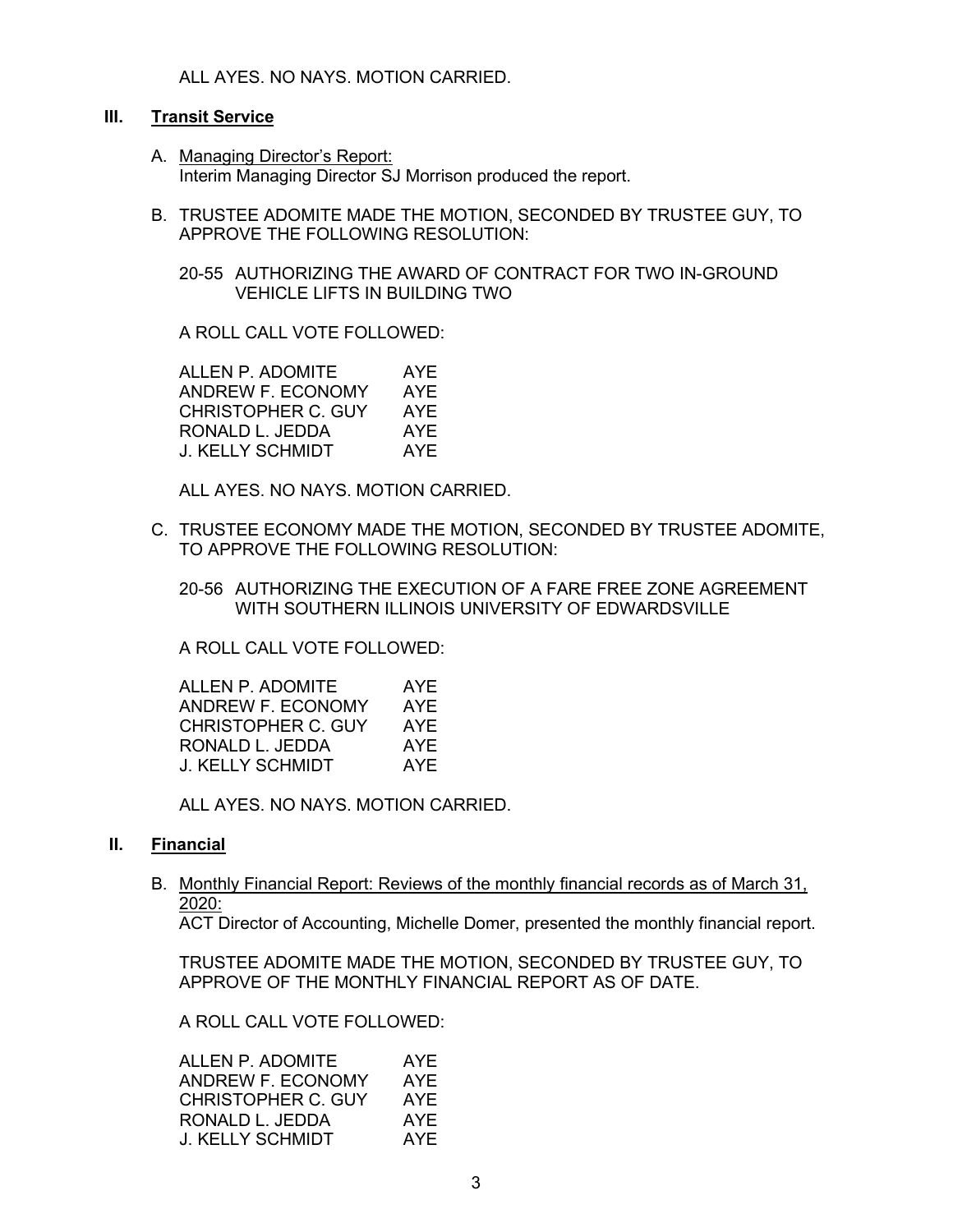ALL AYES. NO NAYS. MOTION CARRIED.

## III. Transit Service

A. Managing Director's Report:
Interim Managing Director SJ Morrison produced the report.

B. TRUSTEE ADOMITE MADE THE MOTION, SECONDED BY TRUSTEE GUY, TO APPROVE THE FOLLOWING RESOLUTION:

20-55 AUTHORIZING THE AWARD OF CONTRACT FOR TWO IN-GROUND VEHICLE LIFTS IN BUILDING TWO

A ROLL CALL VOTE FOLLOWED:

| | |
|---|---|
| ALLEN P. ADOMITE | AYE |
| ANDREW F. ECONOMY | AYE |
| CHRISTOPHER C. GUY | AYE |
| RONALD L. JEDDA | AYE |
| J. KELLY SCHMIDT | AYE |

ALL AYES. NO NAYS. MOTION CARRIED.

C. TRUSTEE ECONOMY MADE THE MOTION, SECONDED BY TRUSTEE ADOMITE, TO APPROVE THE FOLLOWING RESOLUTION:

20-56 AUTHORIZING THE EXECUTION OF A FARE FREE ZONE AGREEMENT WITH SOUTHERN ILLINOIS UNIVERSITY OF EDWARDSVILLE

A ROLL CALL VOTE FOLLOWED:

| | |
|---|---|
| ALLEN P. ADOMITE | AYE |
| ANDREW F. ECONOMY | AYE |
| CHRISTOPHER C. GUY | AYE |
| RONALD L. JEDDA | AYE |
| J. KELLY SCHMIDT | AYE |

ALL AYES. NO NAYS. MOTION CARRIED.

## II. Financial

B. Monthly Financial Report: Reviews of the monthly financial records as of March 31, 2020:
ACT Director of Accounting, Michelle Domer, presented the monthly financial report.

TRUSTEE ADOMITE MADE THE MOTION, SECONDED BY TRUSTEE GUY, TO APPROVE OF THE MONTHLY FINANCIAL REPORT AS OF DATE.

A ROLL CALL VOTE FOLLOWED:

| | |
|---|---|
| ALLEN P. ADOMITE | AYE |
| ANDREW F. ECONOMY | AYE |
| CHRISTOPHER C. GUY | AYE |
| RONALD L. JEDDA | AYE |
| J. KELLY SCHMIDT | AYE |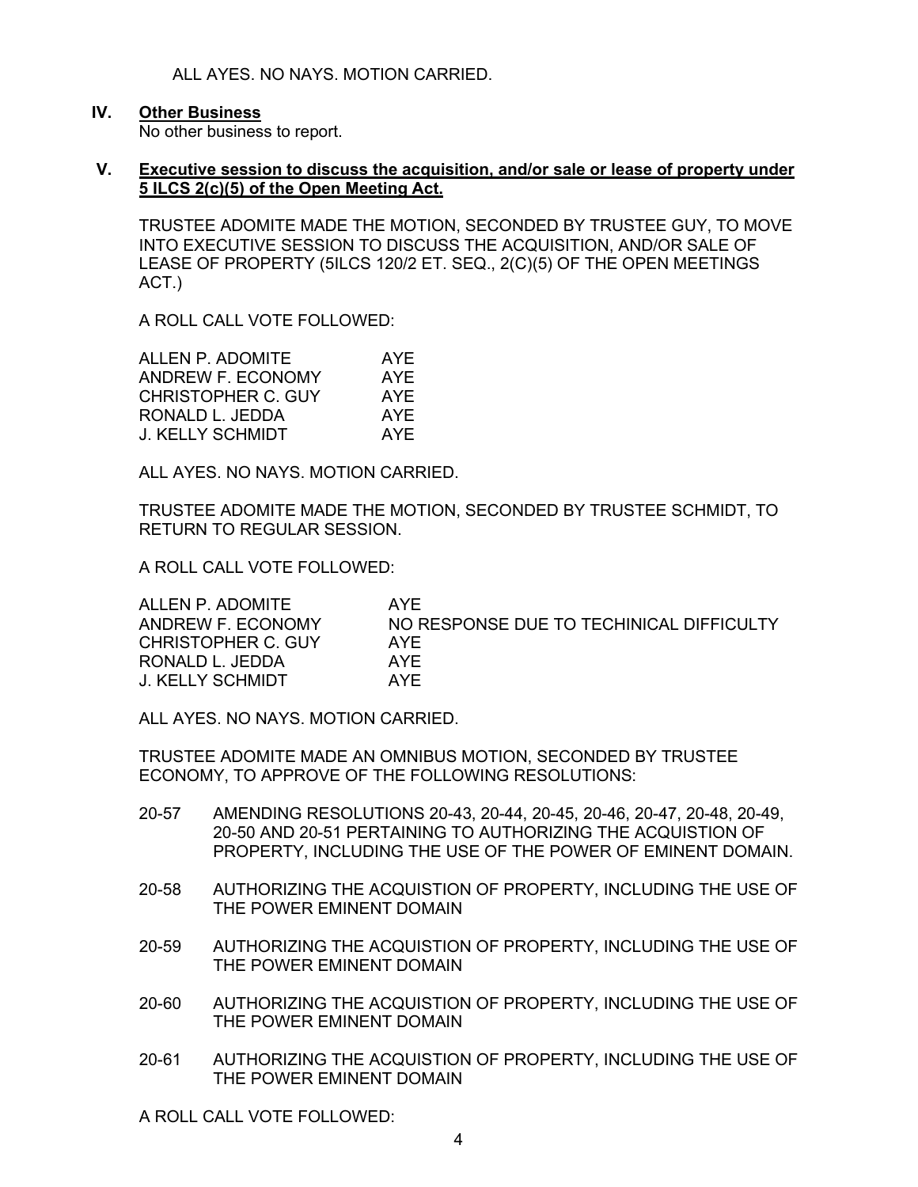ALL AYES. NO NAYS. MOTION CARRIED.

## IV. Other Business

No other business to report.

## V. Executive session to discuss the acquisition, and/or sale or lease of property under 5 ILCS 2(c)(5) of the Open Meeting Act.

TRUSTEE ADOMITE MADE THE MOTION, SECONDED BY TRUSTEE GUY, TO MOVE INTO EXECUTIVE SESSION TO DISCUSS THE ACQUISITION, AND/OR SALE OF LEASE OF PROPERTY (5ILCS 120/2 ET. SEQ., 2(C)(5) OF THE OPEN MEETINGS ACT.)

A ROLL CALL VOTE FOLLOWED:

| | |
|---|---|
| ALLEN P. ADOMITE | AYE |
| ANDREW F. ECONOMY | AYE |
| CHRISTOPHER C. GUY | AYE |
| RONALD L. JEDDA | AYE |
| J. KELLY SCHMIDT | AYE |

ALL AYES. NO NAYS. MOTION CARRIED.

TRUSTEE ADOMITE MADE THE MOTION, SECONDED BY TRUSTEE SCHMIDT, TO RETURN TO REGULAR SESSION.

A ROLL CALL VOTE FOLLOWED:

| | |
|---|---|
| ALLEN P. ADOMITE | AYE |
| ANDREW F. ECONOMY | NO RESPONSE DUE TO TECHINICAL DIFFICULTY |
| CHRISTOPHER C. GUY | AYE |
| RONALD L. JEDDA | AYE |
| J. KELLY SCHMIDT | AYE |

ALL AYES. NO NAYS. MOTION CARRIED.

TRUSTEE ADOMITE MADE AN OMNIBUS MOTION, SECONDED BY TRUSTEE ECONOMY, TO APPROVE OF THE FOLLOWING RESOLUTIONS:

- 20-57 AMENDING RESOLUTIONS 20-43, 20-44, 20-45, 20-46, 20-47, 20-48, 20-49, 20-50 AND 20-51 PERTAINING TO AUTHORIZING THE ACQUISTION OF PROPERTY, INCLUDING THE USE OF THE POWER OF EMINENT DOMAIN.
- 20-58 AUTHORIZING THE ACQUISTION OF PROPERTY, INCLUDING THE USE OF THE POWER EMINENT DOMAIN
- 20-59 AUTHORIZING THE ACQUISTION OF PROPERTY, INCLUDING THE USE OF THE POWER EMINENT DOMAIN
- 20-60 AUTHORIZING THE ACQUISTION OF PROPERTY, INCLUDING THE USE OF THE POWER EMINENT DOMAIN
- 20-61 AUTHORIZING THE ACQUISTION OF PROPERTY, INCLUDING THE USE OF THE POWER EMINENT DOMAIN

A ROLL CALL VOTE FOLLOWED: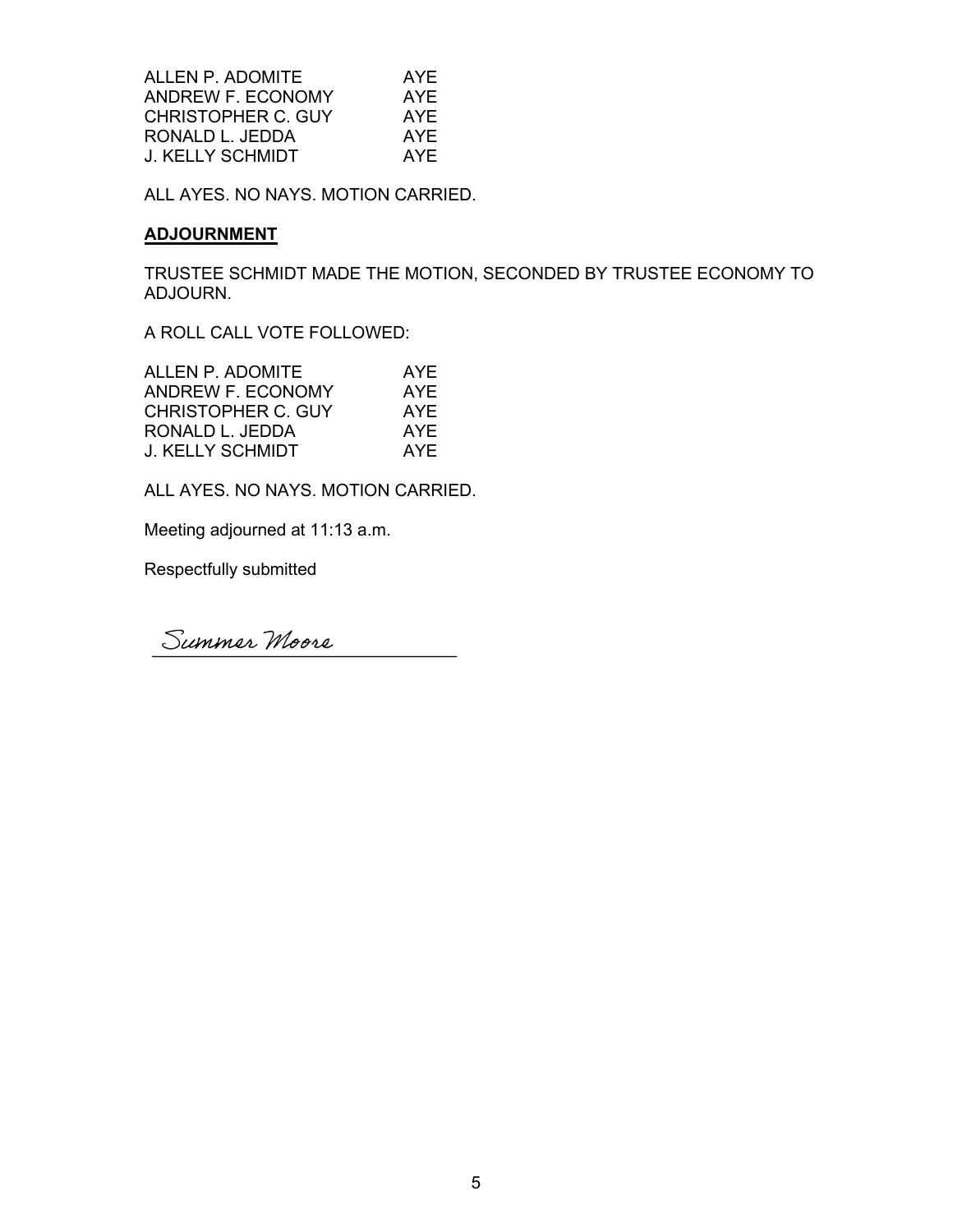| | |
|---|---|
| ALLEN P. ADOMITE | AYE |
| ANDREW F. ECONOMY | AYE |
| CHRISTOPHER C. GUY | AYE |
| RONALD L. JEDDA | AYE |
| J. KELLY SCHMIDT | AYE |

ALL AYES. NO NAYS. MOTION CARRIED.

**ADJOURNMENT**

TRUSTEE SCHMIDT MADE THE MOTION, SECONDED BY TRUSTEE ECONOMY TO ADJOURN.

A ROLL CALL VOTE FOLLOWED:

| | |
|---|---|
| ALLEN P. ADOMITE | AYE |
| ANDREW F. ECONOMY | AYE |
| CHRISTOPHER C. GUY | AYE |
| RONALD L. JEDDA | AYE |
| J. KELLY SCHMIDT | AYE |

ALL AYES. NO NAYS. MOTION CARRIED.

Meeting adjourned at 11:13 a.m.

Respectfully submitted

Summer Moore